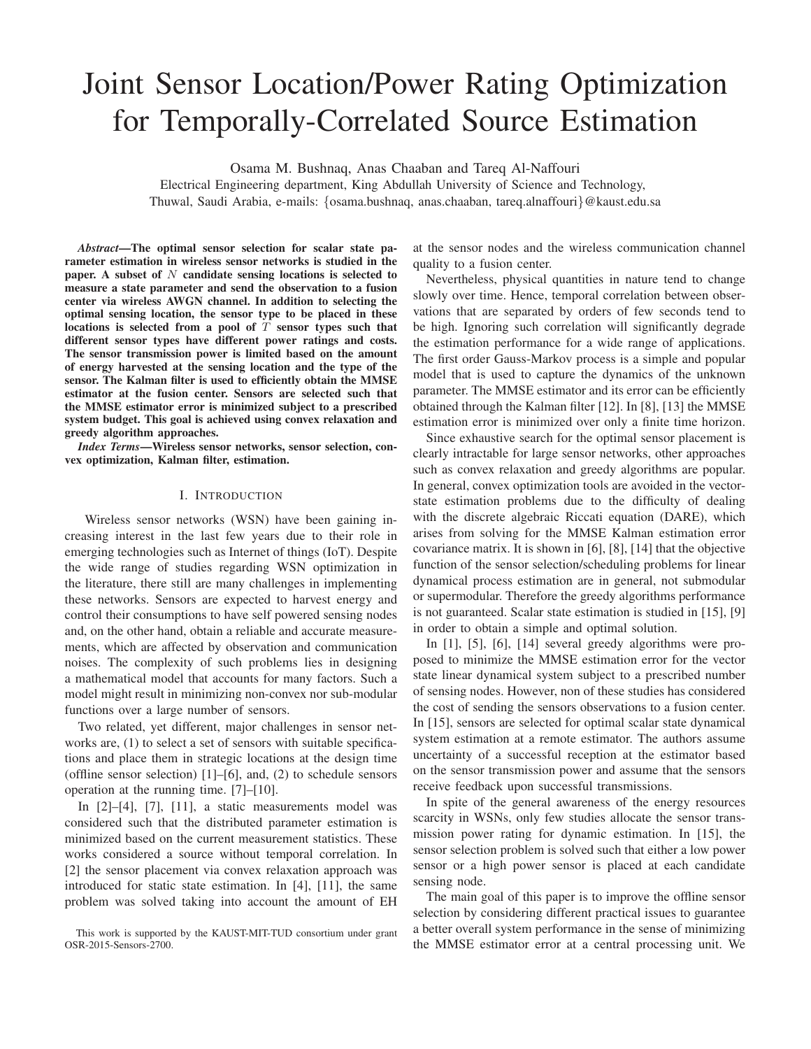# Joint Sensor Location/Power Rating Optimization for Temporally-Correlated Source Estimation

Osama M. Bushnaq, Anas Chaaban and Tareq Al-Naffouri

Electrical Engineering department, King Abdullah University of Science and Technology, Thuwal, Saudi Arabia, e-mails: {osama.bushnaq, anas.chaaban, tareq.alnaffouri}@kaust.edu.sa

***Abstract*—The optimal sensor selection for scalar state parameter estimation in wireless sensor networks is studied in the paper. A subset of $N$ candidate sensing locations is selected to measure a state parameter and send the observation to a fusion center via wireless AWGN channel. In addition to selecting the optimal sensing location, the sensor type to be placed in these locations is selected from a pool of $T$ sensor types such that different sensor types have different power ratings and costs. The sensor transmission power is limited based on the amount of energy harvested at the sensing location and the type of the sensor. The Kalman filter is used to efficiently obtain the MMSE estimator at the fusion center. Sensors are selected such that the MMSE estimator error is minimized subject to a prescribed system budget. This goal is achieved using convex relaxation and greedy algorithm approaches.**

***Index Terms*—Wireless sensor networks, sensor selection, convex optimization, Kalman filter, estimation.**

## I. Introduction

Wireless sensor networks (WSN) have been gaining increasing interest in the last few years due to their role in emerging technologies such as Internet of things (IoT). Despite the wide range of studies regarding WSN optimization in the literature, there still are many challenges in implementing these networks. Sensors are expected to harvest energy and control their consumptions to have self powered sensing nodes and, on the other hand, obtain a reliable and accurate measurements, which are affected by observation and communication noises. The complexity of such problems lies in designing a mathematical model that accounts for many factors. Such a model might result in minimizing non-convex nor sub-modular functions over a large number of sensors.

Two related, yet different, major challenges in sensor networks are, (1) to select a set of sensors with suitable specifications and place them in strategic locations at the design time (offline sensor selection) [1]–[6], and, (2) to schedule sensors operation at the running time. [7]–[10].

In [2]–[4], [7], [11], a static measurements model was considered such that the distributed parameter estimation is minimized based on the current measurement statistics. These works considered a source without temporal correlation. In [2] the sensor placement via convex relaxation approach was introduced for static state estimation. In [4], [11], the same problem was solved taking into account the amount of EH at the sensor nodes and the wireless communication channel quality to a fusion center.

Nevertheless, physical quantities in nature tend to change slowly over time. Hence, temporal correlation between observations that are separated by orders of few seconds tend to be high. Ignoring such correlation will significantly degrade the estimation performance for a wide range of applications. The first order Gauss-Markov process is a simple and popular model that is used to capture the dynamics of the unknown parameter. The MMSE estimator and its error can be efficiently obtained through the Kalman filter [12]. In [8], [13] the MMSE estimation error is minimized over only a finite time horizon.

Since exhaustive search for the optimal sensor placement is clearly intractable for large sensor networks, other approaches such as convex relaxation and greedy algorithms are popular. In general, convex optimization tools are avoided in the vector-state estimation problems due to the difficulty of dealing with the discrete algebraic Riccati equation (DARE), which arises from solving for the MMSE Kalman estimation error covariance matrix. It is shown in [6], [8], [14] that the objective function of the sensor selection/scheduling problems for linear dynamical process estimation are in general, not submodular or supermodular. Therefore the greedy algorithms performance is not guaranteed. Scalar state estimation is studied in [15], [9] in order to obtain a simple and optimal solution.

In [1], [5], [6], [14] several greedy algorithms were proposed to minimize the MMSE estimation error for the vector state linear dynamical system subject to a prescribed number of sensing nodes. However, non of these studies has considered the cost of sending the sensors observations to a fusion center. In [15], sensors are selected for optimal scalar state dynamical system estimation at a remote estimator. The authors assume uncertainty of a successful reception at the estimator based on the sensor transmission power and assume that the sensors receive feedback upon successful transmissions.

In spite of the general awareness of the energy resources scarcity in WSNs, only few studies allocate the sensor transmission power rating for dynamic estimation. In [15], the sensor selection problem is solved such that either a low power sensor or a high power sensor is placed at each candidate sensing node.

The main goal of this paper is to improve the offline sensor selection by considering different practical issues to guarantee a better overall system performance in the sense of minimizing the MMSE estimator error at a central processing unit. We

This work is supported by the KAUST-MIT-TUD consortium under grant OSR-2015-Sensors-2700.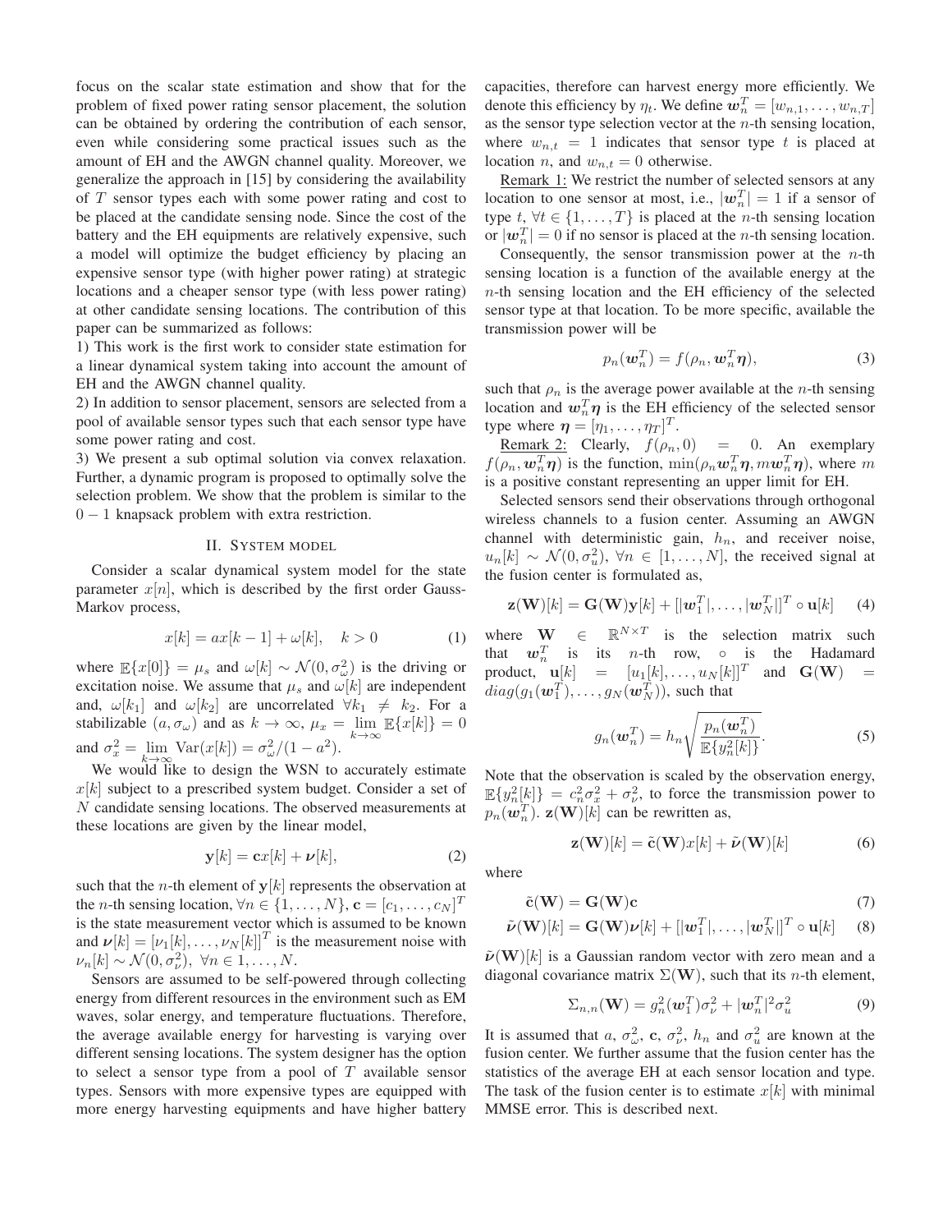focus on the scalar state estimation and show that for the problem of fixed power rating sensor placement, the solution can be obtained by ordering the contribution of each sensor, even while considering some practical issues such as the amount of EH and the AWGN channel quality. Moreover, we generalize the approach in [15] by considering the availability of $T$ sensor types each with some power rating and cost to be placed at the candidate sensing node. Since the cost of the battery and the EH equipments are relatively expensive, such a model will optimize the budget efficiency by placing an expensive sensor type (with higher power rating) at strategic locations and a cheaper sensor type (with less power rating) at other candidate sensing locations. The contribution of this paper can be summarized as follows:

1) This work is the first work to consider state estimation for a linear dynamical system taking into account the amount of EH and the AWGN channel quality.

2) In addition to sensor placement, sensors are selected from a pool of available sensor types such that each sensor type have some power rating and cost.

3) We present a sub optimal solution via convex relaxation. Further, a dynamic program is proposed to optimally solve the selection problem. We show that the problem is similar to the $0-1$ knapsack problem with extra restriction.

## II. System model

Consider a scalar dynamical system model for the state parameter $x[n]$, which is described by the first order Gauss-Markov process,

$$x[k] = ax[k-1] + \omega[k], \quad k > 0 \tag{1}$$

where $\mathbb{E}\{x[0]\} = \mu_s$ and $\omega[k] \sim \mathcal{N}(0, \sigma_\omega^2)$ is the driving or excitation noise. We assume that $\mu_s$ and $\omega[k]$ are independent and, $\omega[k_1]$ and $\omega[k_2]$ are uncorrelated $\forall k_1 \neq k_2$. For a stabilizable $(a, \sigma_\omega)$ and as $k \to \infty$, $\mu_x = \lim_{k\to\infty} \mathbb{E}\{x[k]\} = 0$ and $\sigma_x^2 = \lim_{k\to\infty} \text{Var}(x[k]) = \sigma_\omega^2/(1-a^2)$.

We would like to design the WSN to accurately estimate $x[k]$ subject to a prescribed system budget. Consider a set of $N$ candidate sensing locations. The observed measurements at these locations are given by the linear model,

$$\mathbf{y}[k] = \mathbf{c}x[k] + \boldsymbol{\nu}[k], \tag{2}$$

such that the $n$-th element of $\mathbf{y}[k]$ represents the observation at the $n$-th sensing location, $\forall n \in \{1, \dots, N\}$, $\mathbf{c} = [c_1, \dots, c_N]^T$ is the state measurement vector which is assumed to be known and $\boldsymbol{\nu}[k] = [\nu_1[k], \dots, \nu_N[k]]^T$ is the measurement noise with $\nu_n[k] \sim \mathcal{N}(0, \sigma_\nu^2)$, $\forall n \in 1, \dots, N$.

Sensors are assumed to be self-powered through collecting energy from different resources in the environment such as EM waves, solar energy, and temperature fluctuations. Therefore, the average available energy for harvesting is varying over different sensing locations. The system designer has the option to select a sensor type from a pool of $T$ available sensor types. Sensors with more expensive types are equipped with more energy harvesting equipments and have higher battery capacities, therefore can harvest energy more efficiently. We denote this efficiency by $\eta_t$. We define $\boldsymbol{w}_n^T = [w_{n,1}, \dots, w_{n,T}]$ as the sensor type selection vector at the $n$-th sensing location, where $w_{n,t} = 1$ indicates that sensor type $t$ is placed at location $n$, and $w_{n,t} = 0$ otherwise.

Remark 1: We restrict the number of selected sensors at any location to one sensor at most, i.e., $|\boldsymbol{w}_n^T| = 1$ if a sensor of type $t$, $\forall t \in \{1, \dots, T\}$ is placed at the $n$-th sensing location or $|\boldsymbol{w}_n^T| = 0$ if no sensor is placed at the $n$-th sensing location.

Consequently, the sensor transmission power at the $n$-th sensing location is a function of the available energy at the $n$-th sensing location and the EH efficiency of the selected sensor type at that location. To be more specific, available the transmission power will be

$$p_n(\boldsymbol{w}_n^T) = f(\rho_n, \boldsymbol{w}_n^T\boldsymbol{\eta}), \tag{3}$$

such that $\rho_n$ is the average power available at the $n$-th sensing location and $\boldsymbol{w}_n^T\boldsymbol{\eta}$ is the EH efficiency of the selected sensor type where $\boldsymbol{\eta} = [\eta_1, \dots, \eta_T]^T$.

Remark 2: Clearly, $f(\rho_n, 0) = 0$. An exemplary $f(\rho_n, \boldsymbol{w}_n^T\boldsymbol{\eta})$ is the function, $\min(\rho_n \boldsymbol{w}_n^T\boldsymbol{\eta}, m\boldsymbol{w}_n^T\boldsymbol{\eta})$, where $m$ is a positive constant representing an upper limit for EH.

Selected sensors send their observations through orthogonal wireless channels to a fusion center. Assuming an AWGN channel with deterministic gain, $h_n$, and receiver noise, $u_n[k] \sim \mathcal{N}(0, \sigma_u^2)$, $\forall n \in [1, \dots, N]$, the received signal at the fusion center is formulated as,

$$\mathbf{z}(\mathbf{W})[k] = \mathbf{G}(\mathbf{W})\mathbf{y}[k] + [|\boldsymbol{w}_1^T|, \dots, |\boldsymbol{w}_N^T|]^T \circ \mathbf{u}[k] \tag{4}$$

where $\mathbf{W} \in \mathbb{R}^{N\times T}$ is the selection matrix such that $\boldsymbol{w}_n^T$ is its $n$-th row, $\circ$ is the Hadamard product, $\mathbf{u}[k] = [u_1[k], \dots, u_N[k]]^T$ and $\mathbf{G}(\mathbf{W}) = diag(g_1(\boldsymbol{w}_1^T), \dots, g_N(\boldsymbol{w}_N^T))$, such that

$$g_n(\boldsymbol{w}_n^T) = h_n\sqrt{\frac{p_n(\boldsymbol{w}_n^T)}{\mathbb{E}\{y_n^2[k]\}}}. \tag{5}$$

Note that the observation is scaled by the observation energy, $\mathbb{E}\{y_n^2[k]\} = c_n^2\sigma_x^2 + \sigma_\nu^2$, to force the transmission power to $p_n(\boldsymbol{w}_n^T)$. $\mathbf{z}(\mathbf{W})[k]$ can be rewritten as,

$$\mathbf{z}(\mathbf{W})[k] = \tilde{\mathbf{c}}(\mathbf{W})x[k] + \tilde{\boldsymbol{\nu}}(\mathbf{W})[k] \tag{6}$$

where

$$\tilde{\mathbf{c}}(\mathbf{W}) = \mathbf{G}(\mathbf{W})\mathbf{c} \tag{7}$$

$$\tilde{\boldsymbol{\nu}}(\mathbf{W})[k] = \mathbf{G}(\mathbf{W})\boldsymbol{\nu}[k] + [|\boldsymbol{w}_1^T|, \dots, |\boldsymbol{w}_N^T|]^T \circ \mathbf{u}[k] \tag{8}$$

$\tilde{\boldsymbol{\nu}}(\mathbf{W})[k]$ is a Gaussian random vector with zero mean and a diagonal covariance matrix $\Sigma(\mathbf{W})$, such that its $n$-th element,

$$\Sigma_{n,n}(\mathbf{W}) = g_n^2(\boldsymbol{w}_1^T)\sigma_\nu^2 + |\boldsymbol{w}_n^T|^2\sigma_u^2 \tag{9}$$

It is assumed that $a$, $\sigma_\omega^2$, $\mathbf{c}$, $\sigma_\nu^2$, $h_n$ and $\sigma_u^2$ are known at the fusion center. We further assume that the fusion center has the statistics of the average EH at each sensor location and type. The task of the fusion center is to estimate $x[k]$ with minimal MMSE error. This is described next.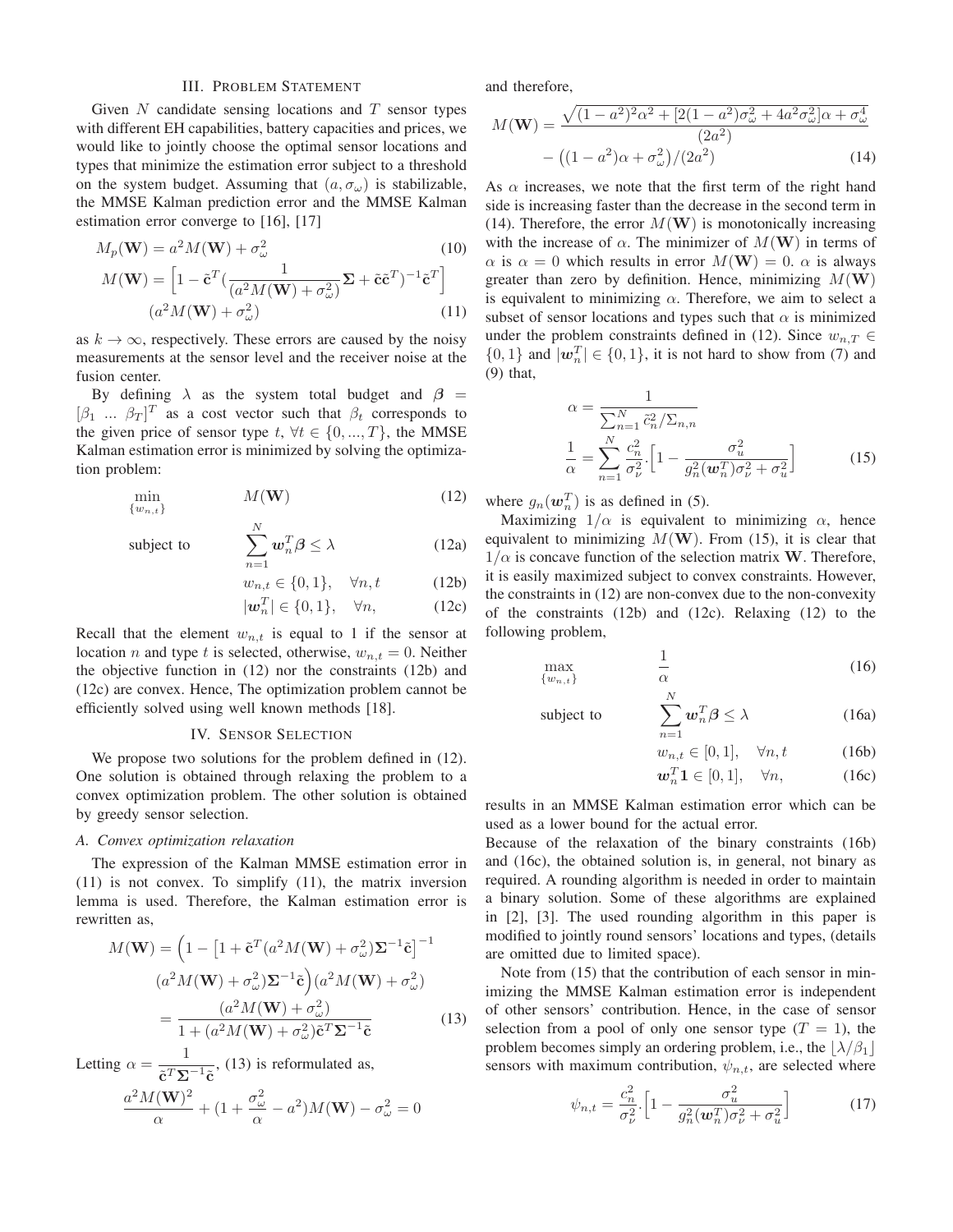## III. Problem Statement

Given $N$ candidate sensing locations and $T$ sensor types with different EH capabilities, battery capacities and prices, we would like to jointly choose the optimal sensor locations and types that minimize the estimation error subject to a threshold on the system budget. Assuming that $(a, \sigma_\omega)$ is stabilizable, the MMSE Kalman prediction error and the MMSE Kalman estimation error converge to [16], [17]

$$M_p(\mathbf{W}) = a^2 M(\mathbf{W}) + \sigma_\omega^2 \tag{10}$$

$$M(\mathbf{W}) = \Big[1 - \tilde{\mathbf{c}}^T \big(\frac{1}{(a^2 M(\mathbf{W}) + \sigma_\omega^2)}\mathbf{\Sigma} + \tilde{\mathbf{c}}\tilde{\mathbf{c}}^T\big)^{-1}\tilde{\mathbf{c}}^T\Big] (a^2 M(\mathbf{W}) + \sigma_\omega^2) \tag{11}$$

as $k \to \infty$, respectively. These errors are caused by the noisy measurements at the sensor level and the receiver noise at the fusion center.

By defining $\lambda$ as the system total budget and $\boldsymbol{\beta} = [\beta_1 \ \dots \ \beta_T]^T$ as a cost vector such that $\beta_t$ corresponds to the given price of sensor type $t$, $\forall t \in \{0, ..., T\}$, the MMSE Kalman estimation error is minimized by solving the optimization problem:

$$\min_{\{w_{n,t}\}} \quad M(\mathbf{W}) \tag{12}$$

$$\text{subject to} \quad \sum_{n=1}^{N} \boldsymbol{w}_n^T \boldsymbol{\beta} \leq \lambda \tag{12a}$$

$$w_{n,t} \in \{0, 1\}, \quad \forall n, t \tag{12b}$$

$$|\boldsymbol{w}_n^T| \in \{0, 1\}, \quad \forall n, \tag{12c}$$

Recall that the element $w_{n,t}$ is equal to 1 if the sensor at location $n$ and type $t$ is selected, otherwise, $w_{n,t} = 0$. Neither the objective function in (12) nor the constraints (12b) and (12c) are convex. Hence, The optimization problem cannot be efficiently solved using well known methods [18].

## IV. Sensor Selection

We propose two solutions for the problem defined in (12). One solution is obtained through relaxing the problem to a convex optimization problem. The other solution is obtained by greedy sensor selection.

### A. Convex optimization relaxation

The expression of the Kalman MMSE estimation error in (11) is not convex. To simplify (11), the matrix inversion lemma is used. Therefore, the Kalman estimation error is rewritten as,

$$\begin{aligned} M(\mathbf{W}) &= \Big(1 - \big[1 + \tilde{\mathbf{c}}^T(a^2 M(\mathbf{W}) + \sigma_\omega^2)\mathbf{\Sigma}^{-1}\tilde{\mathbf{c}}\big]^{-1} \\ &\quad (a^2 M(\mathbf{W}) + \sigma_\omega^2)\mathbf{\Sigma}^{-1}\tilde{\mathbf{c}}\Big)(a^2 M(\mathbf{W}) + \sigma_\omega^2) \\ &= \frac{(a^2 M(\mathbf{W}) + \sigma_\omega^2)}{1 + (a^2 M(\mathbf{W}) + \sigma_\omega^2)\tilde{\mathbf{c}}^T\mathbf{\Sigma}^{-1}\tilde{\mathbf{c}}} \end{aligned} \tag{13}$$

Letting $\alpha = \dfrac{1}{\tilde{\mathbf{c}}^T\mathbf{\Sigma}^{-1}\tilde{\mathbf{c}}}$, (13) is reformulated as,

$$\frac{a^2 M(\mathbf{W})^2}{\alpha} + \big(1 + \frac{\sigma_\omega^2}{\alpha} - a^2\big)M(\mathbf{W}) - \sigma_\omega^2 = 0$$

and therefore,

$$M(\mathbf{W}) = \frac{\sqrt{(1-a^2)^2\alpha^2 + [2(1-a^2)\sigma_\omega^2 + 4a^2\sigma_\omega^2]\alpha + \sigma_\omega^4}}{(2a^2)} - \big((1-a^2)\alpha + \sigma_\omega^2\big)/(2a^2) \tag{14}$$

As $\alpha$ increases, we note that the first term of the right hand side is increasing faster than the decrease in the second term in (14). Therefore, the error $M(\mathbf{W})$ is monotonically increasing with the increase of $\alpha$. The minimizer of $M(\mathbf{W})$ in terms of $\alpha$ is $\alpha = 0$ which results in error $M(\mathbf{W}) = 0$. $\alpha$ is always greater than zero by definition. Hence, minimizing $M(\mathbf{W})$ is equivalent to minimizing $\alpha$. Therefore, we aim to select a subset of sensor locations and types such that $\alpha$ is minimized under the problem constraints defined in (12). Since $w_{n,T} \in \{0, 1\}$ and $|\boldsymbol{w}_n^T| \in \{0, 1\}$, it is not hard to show from (7) and (9) that,

$$\alpha = \frac{1}{\sum_{n=1}^{N} \tilde{c}_n^2/\Sigma_{n,n}}$$

$$\frac{1}{\alpha} = \sum_{n=1}^{N} \frac{c_n^2}{\sigma_\nu^2}.\Big[1 - \frac{\sigma_u^2}{g_n^2(\boldsymbol{w}_n^T)\sigma_\nu^2 + \sigma_u^2}\Big] \tag{15}$$

where $g_n(\boldsymbol{w}_n^T)$ is as defined in (5).

Maximizing $1/\alpha$ is equivalent to minimizing $\alpha$, hence equivalent to minimizing $M(\mathbf{W})$. From (15), it is clear that $1/\alpha$ is concave function of the selection matrix $\mathbf{W}$. Therefore, it is easily maximized subject to convex constraints. However, the constraints in (12) are non-convex due to the non-convexity of the constraints (12b) and (12c). Relaxing (12) to the following problem,

$$\max_{\{w_{n,t}\}} \quad \frac{1}{\alpha} \tag{16}$$

$$\text{subject to} \quad \sum_{n=1}^{N} \boldsymbol{w}_n^T \boldsymbol{\beta} \leq \lambda \tag{16a}$$

$$w_{n,t} \in [0, 1], \quad \forall n, t \tag{16b}$$

$$\boldsymbol{w}_n^T \mathbf{1} \in [0, 1], \quad \forall n, \tag{16c}$$

results in an MMSE Kalman estimation error which can be used as a lower bound for the actual error.

Because of the relaxation of the binary constraints (16b) and (16c), the obtained solution is, in general, not binary as required. A rounding algorithm is needed in order to maintain a binary solution. Some of these algorithms are explained in [2], [3]. The used rounding algorithm in this paper is modified to jointly round sensors' locations and types, (details are omitted due to limited space).

Note from (15) that the contribution of each sensor in minimizing the MMSE Kalman estimation error is independent of other sensors' contribution. Hence, in the case of sensor selection from a pool of only one sensor type ($T = 1$), the problem becomes simply an ordering problem, i.e., the $\lfloor \lambda/\beta_1 \rfloor$ sensors with maximum contribution, $\psi_{n,t}$, are selected where

$$\psi_{n,t} = \frac{c_n^2}{\sigma_\nu^2}.\Big[1 - \frac{\sigma_u^2}{g_n^2(\boldsymbol{w}_n^T)\sigma_\nu^2 + \sigma_u^2}\Big] \tag{17}$$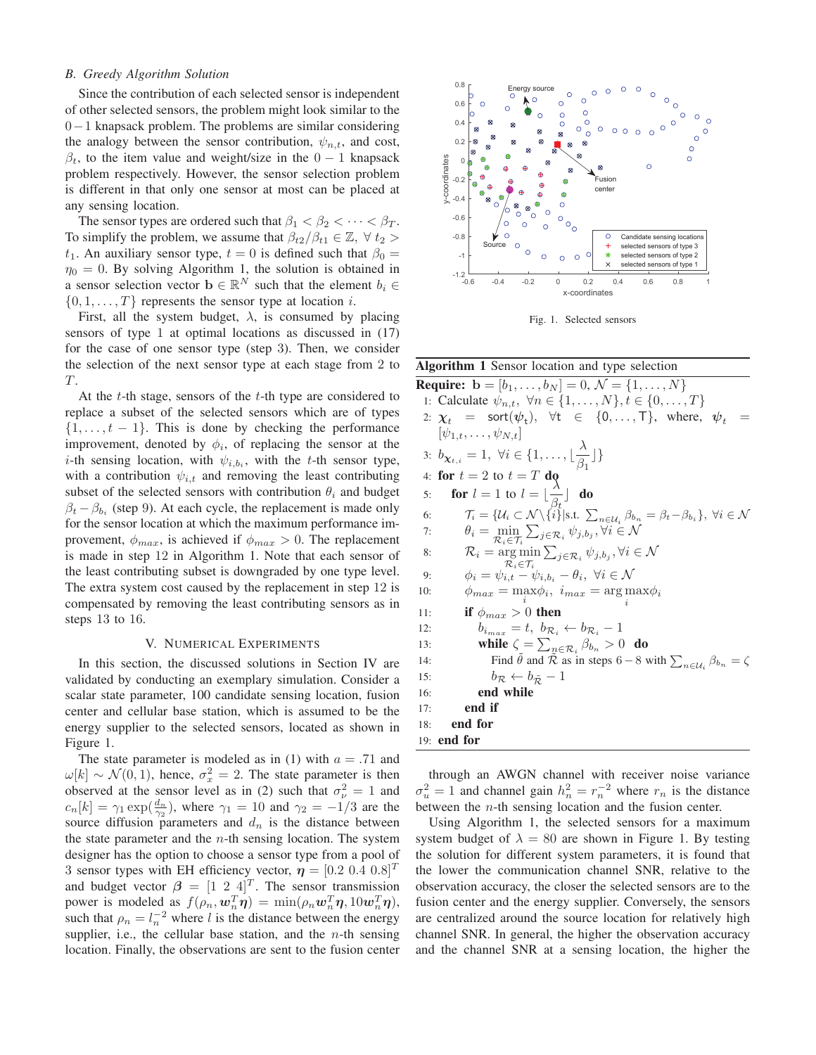### B. Greedy Algorithm Solution

Since the contribution of each selected sensor is independent of other selected sensors, the problem might look similar to the $0-1$ knapsack problem. The problems are similar considering the analogy between the sensor contribution, $\psi_{n,t}$, and cost, $\beta_t$, to the item value and weight/size in the $0-1$ knapsack problem respectively. However, the sensor selection problem is different in that only one sensor at most can be placed at any sensing location.

The sensor types are ordered such that $\beta_1 < \beta_2 < \cdots < \beta_T$. To simplify the problem, we assume that $\beta_{t2}/\beta_{t1} \in \mathbb{Z}, \; \forall \; t_2 > t_1$. An auxiliary sensor type, $t = 0$ is defined such that $\beta_0 = \eta_0 = 0$. By solving Algorithm 1, the solution is obtained in a sensor selection vector $\mathbf{b} \in \mathbb{R}^N$ such that the element $b_i \in \{0, 1, \ldots, T\}$ represents the sensor type at location $i$.

First, all the system budget, $\lambda$, is consumed by placing sensors of type 1 at optimal locations as discussed in (17) for the case of one sensor type (step 3). Then, we consider the selection of the next sensor type at each stage from 2 to $T$.

At the $t$-th stage, sensors of the $t$-th type are considered to replace a subset of the selected sensors which are of types $\{1, \ldots, t-1\}$. This is done by checking the performance improvement, denoted by $\phi_i$, of replacing the sensor at the $i$-th sensing location, with $\psi_{i,b_i}$, with the $t$-th sensor type, with a contribution $\psi_{i,t}$ and removing the least contributing subset of the selected sensors with contribution $\theta_i$ and budget $\beta_t - \beta_{b_i}$ (step 9). At each cycle, the replacement is made only for the sensor location at which the maximum performance improvement, $\phi_{max}$, is achieved if $\phi_{max} > 0$. The replacement is made in step 12 in Algorithm 1. Note that each sensor of the least contributing subset is downgraded by one type level. The extra system cost caused by the replacement in step 12 is compensated by removing the least contributing sensors as in steps 13 to 16.

## V. Numerical Experiments

In this section, the discussed solutions in Section IV are validated by conducting an exemplary simulation. Consider a scalar state parameter, 100 candidate sensing location, fusion center and cellular base station, which is assumed to be the energy supplier to the selected sensors, located as shown in Figure 1.

The state parameter is modeled as in (1) with $a = .71$ and $\omega[k] \sim \mathcal{N}(0, 1)$, hence, $\sigma_x^2 = 2$. The state parameter is then observed at the sensor level as in (2) such that $\sigma_\nu^2 = 1$ and $c_n[k] = \gamma_1 \exp(\frac{d_n}{\gamma_2})$, where $\gamma_1 = 10$ and $\gamma_2 = -1/3$ are the source diffusion parameters and $d_n$ is the distance between the state parameter and the $n$-th sensing location. The system designer has the option to choose a sensor type from a pool of 3 sensor types with EH efficiency vector, $\boldsymbol{\eta} = [0.2 \; 0.4 \; 0.8]^T$ and budget vector $\boldsymbol{\beta} = [1 \; 2 \; 4]^T$. The sensor transmission power is modeled as $f(\rho_n, \boldsymbol{w}_n^T\boldsymbol{\eta}) = \min(\rho_n \boldsymbol{w}_n^T\boldsymbol{\eta}, 10\boldsymbol{w}_n^T\boldsymbol{\eta})$, such that $\rho_n = l_n^{-2}$ where $l$ is the distance between the energy supplier, i.e., the cellular base station, and the $n$-th sensing location. Finally, the observations are sent to the fusion center through an AWGN channel with receiver noise variance $\sigma_u^2 = 1$ and channel gain $h_n^2 = r_n^{-2}$ where $r_n$ is the distance between the $n$-th sensing location and the fusion center.

Fig. 1. Selected sensors

**Algorithm 1** Sensor location and type selection

**Require:** $\mathbf{b} = [b_1, \ldots, b_N] = 0$, $\mathcal{N} = \{1, \ldots, N\}$

1: Calculate $\psi_{n,t}, \; \forall n \in \{1, \ldots, N\}, t \in \{0, \ldots, T\}$
2: $\boldsymbol{\chi}_t = \mathsf{sort}(\boldsymbol{\psi}_t), \; \forall t \in \{0, \ldots, T\}$, where, $\boldsymbol{\psi}_t = [\psi_{1,t}, \ldots, \psi_{N,t}]$
3: $b_{\boldsymbol{\chi}_{t,i}} = 1, \; \forall i \in \{1, \ldots, \lfloor \frac{\lambda}{\beta_1} \rfloor\}$
4: **for** $t = 2$ to $t = T$ **do**
5: &nbsp;&nbsp;**for** $l = 1$ to $l = \lfloor \frac{\lambda}{\beta_t} \rfloor$ **do**
6: &nbsp;&nbsp;&nbsp;&nbsp;$\mathcal{T}_i = \{\mathcal{U}_i \subset \mathcal{N} \setminus \{i\} | \text{s.t. } \sum_{n \in \mathcal{U}_i} \beta_{b_n} = \beta_t - \beta_{b_i}\}, \; \forall i \in \mathcal{N}$
7: &nbsp;&nbsp;&nbsp;&nbsp;$\theta_i = \min\limits_{\mathcal{R}_i \in \mathcal{T}_i} \sum_{j \in \mathcal{R}_i} \psi_{j,b_j}, \forall i \in \mathcal{N}$
8: &nbsp;&nbsp;&nbsp;&nbsp;$\mathcal{R}_i = \arg\min\limits_{\mathcal{R}_i \in \mathcal{T}_i} \sum_{j \in \mathcal{R}_i} \psi_{j,b_j}, \forall i \in \mathcal{N}$
9: &nbsp;&nbsp;&nbsp;&nbsp;$\phi_i = \psi_{i,t} - \psi_{i,b_i} - \theta_i, \; \forall i \in \mathcal{N}$
10: &nbsp;&nbsp;&nbsp;$\phi_{max} = \max\limits_i \phi_i, \; i_{max} = \arg\max\limits_i \phi_i$
11: &nbsp;&nbsp;&nbsp;**if** $\phi_{max} > 0$ **then**
12: &nbsp;&nbsp;&nbsp;&nbsp;&nbsp;$b_{i_{max}} = t, \; b_{\mathcal{R}_i} \leftarrow b_{\mathcal{R}_i} - 1$
13: &nbsp;&nbsp;&nbsp;&nbsp;&nbsp;**while** $\zeta = \sum_{n \in \mathcal{R}_i} \beta_{b_n} > 0$ **do**
14: &nbsp;&nbsp;&nbsp;&nbsp;&nbsp;&nbsp;&nbsp;Find $\tilde{\theta}$ and $\tilde{\mathcal{R}}$ as in steps $6-8$ with $\sum_{n \in \mathcal{U}_i} \beta_{b_n} = \zeta$
15: &nbsp;&nbsp;&nbsp;&nbsp;&nbsp;&nbsp;&nbsp;$b_{\mathcal{R}} \leftarrow b_{\tilde{\mathcal{R}}} - 1$
16: &nbsp;&nbsp;&nbsp;&nbsp;&nbsp;**end while**
17: &nbsp;&nbsp;&nbsp;**end if**
18: &nbsp;&nbsp;**end for**
19: **end for**

Using Algorithm 1, the selected sensors for a maximum system budget of $\lambda = 80$ are shown in Figure 1. By testing the solution for different system parameters, it is found that the lower the communication channel SNR, relative to the observation accuracy, the closer the selected sensors are to the fusion center and the energy supplier. Conversely, the sensors are centralized around the source location for relatively high channel SNR. In general, the higher the observation accuracy and the channel SNR at a sensing location, the higher the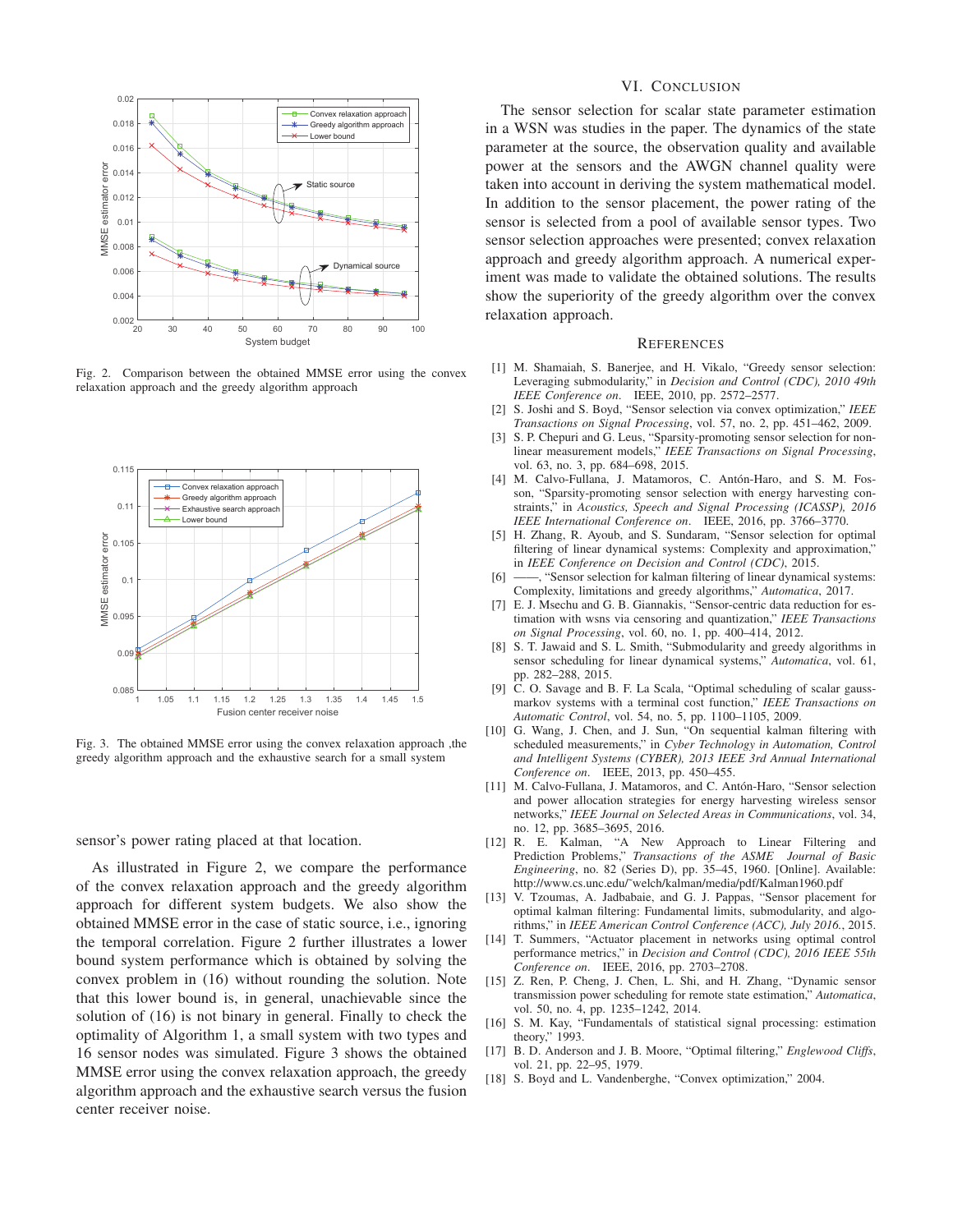0.02
0.018
0.016
0.014
0.012
0.01
0.008
0.006
0.004
0.002
MMSE estimator error
20 30 40 50 60 70 80 90 100
System budget
Convex relaxation approach
Greedy algorithm approach
Lower bound
Static source
Dynamical source

Fig. 2. Comparison between the obtained MMSE error using the convex relaxation approach and the greedy algorithm approach

0.115
0.11
0.105
0.1
0.095
0.09
0.085
MMSE estimator error
1 1.05 1.1 1.15 1.2 1.25 1.3 1.35 1.4 1.45 1.5
Fusion center receiver noise
Convex relaxation approach
Greedy algorithm approach
Exhaustive search approach
Lower bound

Fig. 3. The obtained MMSE error using the convex relaxation approach ,the greedy algorithm approach and the exhaustive search for a small system

sensor's power rating placed at that location.

As illustrated in Figure 2, we compare the performance of the convex relaxation approach and the greedy algorithm approach for different system budgets. We also show the obtained MMSE error in the case of static source, i.e., ignoring the temporal correlation. Figure 2 further illustrates a lower bound system performance which is obtained by solving the convex problem in (16) without rounding the solution. Note that this lower bound is, in general, unachievable since the solution of (16) is not binary in general. Finally to check the optimality of Algorithm 1, a small system with two types and 16 sensor nodes was simulated. Figure 3 shows the obtained MMSE error using the convex relaxation approach, the greedy algorithm approach and the exhaustive search versus the fusion center receiver noise.

## VI. Conclusion

The sensor selection for scalar state parameter estimation in a WSN was studies in the paper. The dynamics of the state parameter at the source, the observation quality and available power at the sensors and the AWGN channel quality were taken into account in deriving the system mathematical model. In addition to the sensor placement, the power rating of the sensor is selected from a pool of available sensor types. Two sensor selection approaches were presented; convex relaxation approach and greedy algorithm approach. A numerical experiment was made to validate the obtained solutions. The results show the superiority of the greedy algorithm over the convex relaxation approach.

## References

[1] M. Shamaiah, S. Banerjee, and H. Vikalo, "Greedy sensor selection: Leveraging submodularity," in *Decision and Control (CDC), 2010 49th IEEE Conference on*. IEEE, 2010, pp. 2572–2577.

[2] S. Joshi and S. Boyd, "Sensor selection via convex optimization," *IEEE Transactions on Signal Processing*, vol. 57, no. 2, pp. 451–462, 2009.

[3] S. P. Chepuri and G. Leus, "Sparsity-promoting sensor selection for non-linear measurement models," *IEEE Transactions on Signal Processing*, vol. 63, no. 3, pp. 684–698, 2015.

[4] M. Calvo-Fullana, J. Matamoros, C. Antón-Haro, and S. M. Fosson, "Sparsity-promoting sensor selection with energy harvesting constraints," in *Acoustics, Speech and Signal Processing (ICASSP), 2016 IEEE International Conference on*. IEEE, 2016, pp. 3766–3770.

[5] H. Zhang, R. Ayoub, and S. Sundaram, "Sensor selection for optimal filtering of linear dynamical systems: Complexity and approximation," in *IEEE Conference on Decision and Control (CDC)*, 2015.

[6] ——, "Sensor selection for kalman filtering of linear dynamical systems: Complexity, limitations and greedy algorithms," *Automatica*, 2017.

[7] E. J. Msechu and G. B. Giannakis, "Sensor-centric data reduction for estimation with wsns via censoring and quantization," *IEEE Transactions on Signal Processing*, vol. 60, no. 1, pp. 400–414, 2012.

[8] S. T. Jawaid and S. L. Smith, "Submodularity and greedy algorithms in sensor scheduling for linear dynamical systems," *Automatica*, vol. 61, pp. 282–288, 2015.

[9] C. O. Savage and B. F. La Scala, "Optimal scheduling of scalar gauss-markov systems with a terminal cost function," *IEEE Transactions on Automatic Control*, vol. 54, no. 5, pp. 1100–1105, 2009.

[10] G. Wang, J. Chen, and J. Sun, "On sequential kalman filtering with scheduled measurements," in *Cyber Technology in Automation, Control and Intelligent Systems (CYBER), 2013 IEEE 3rd Annual International Conference on*. IEEE, 2013, pp. 450–455.

[11] M. Calvo-Fullana, J. Matamoros, and C. Antón-Haro, "Sensor selection and power allocation strategies for energy harvesting wireless sensor networks," *IEEE Journal on Selected Areas in Communications*, vol. 34, no. 12, pp. 3685–3695, 2016.

[12] R. E. Kalman, "A New Approach to Linear Filtering and Prediction Problems," *Transactions of the ASME Journal of Basic Engineering*, no. 82 (Series D), pp. 35–45, 1960. [Online]. Available: http://www.cs.unc.edu/~welch/kalman/media/pdf/Kalman1960.pdf

[13] V. Tzoumas, A. Jadbabaie, and G. J. Pappas, "Sensor placement for optimal kalman filtering: Fundamental limits, submodularity, and algorithms," in *IEEE American Control Conference (ACC), July 2016.*, 2015.

[14] T. Summers, "Actuator placement in networks using optimal control performance metrics," in *Decision and Control (CDC), 2016 IEEE 55th Conference on*. IEEE, 2016, pp. 2703–2708.

[15] Z. Ren, P. Cheng, J. Chen, L. Shi, and H. Zhang, "Dynamic sensor transmission power scheduling for remote state estimation," *Automatica*, vol. 50, no. 4, pp. 1235–1242, 2014.

[16] S. M. Kay, "Fundamentals of statistical signal processing: estimation theory," 1993.

[17] B. D. Anderson and J. B. Moore, "Optimal filtering," *Englewood Cliffs*, vol. 21, pp. 22–95, 1979.

[18] S. Boyd and L. Vandenberghe, "Convex optimization," 2004.